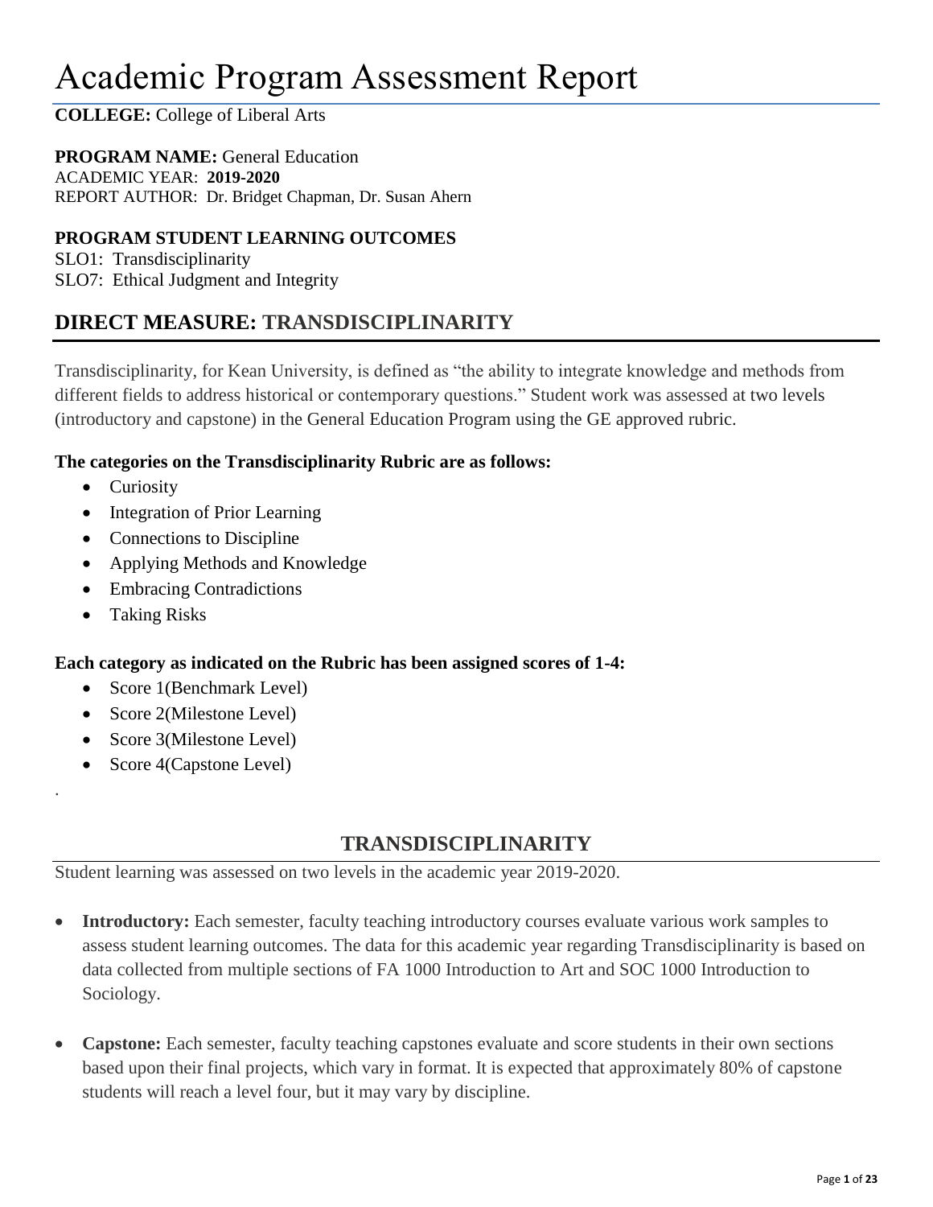# Academic Program Assessment Report

**COLLEGE:** College of Liberal Arts

**PROGRAM NAME:** General Education
ACADEMIC YEAR: **2019-2020**
REPORT AUTHOR: Dr. Bridget Chapman, Dr. Susan Ahern

**PROGRAM STUDENT LEARNING OUTCOMES**
SLO1: Transdisciplinarity
SLO7: Ethical Judgment and Integrity

## DIRECT MEASURE: TRANSDISCIPLINARITY

Transdisciplinarity, for Kean University, is defined as "the ability to integrate knowledge and methods from different fields to address historical or contemporary questions." Student work was assessed at two levels (introductory and capstone) in the General Education Program using the GE approved rubric.

**The categories on the Transdisciplinarity Rubric are as follows:**

- Curiosity
- Integration of Prior Learning
- Connections to Discipline
- Applying Methods and Knowledge
- Embracing Contradictions
- Taking Risks

**Each category as indicated on the Rubric has been assigned scores of 1-4:**

- Score 1(Benchmark Level)
- Score 2(Milestone Level)
- Score 3(Milestone Level)
- Score 4(Capstone Level)

.

## TRANSDISCIPLINARITY

Student learning was assessed on two levels in the academic year 2019-2020.

- **Introductory:** Each semester, faculty teaching introductory courses evaluate various work samples to assess student learning outcomes. The data for this academic year regarding Transdisciplinarity is based on data collected from multiple sections of FA 1000 Introduction to Art and SOC 1000 Introduction to Sociology.

- **Capstone:** Each semester, faculty teaching capstones evaluate and score students in their own sections based upon their final projects, which vary in format. It is expected that approximately 80% of capstone students will reach a level four, but it may vary by discipline.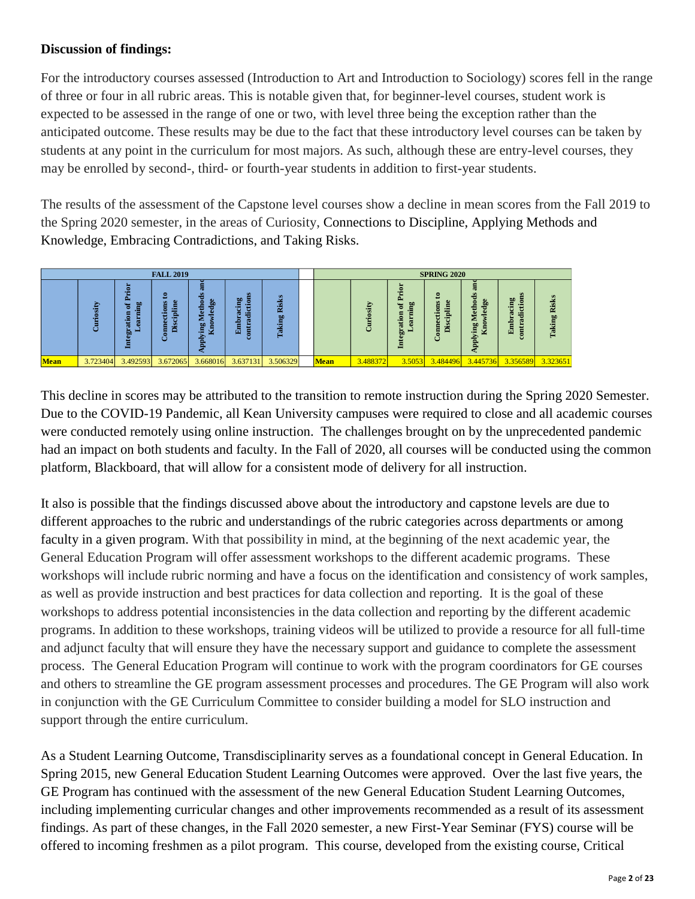**Discussion of findings:**

For the introductory courses assessed (Introduction to Art and Introduction to Sociology) scores fell in the range of three or four in all rubric areas. This is notable given that, for beginner-level courses, student work is expected to be assessed in the range of one or two, with level three being the exception rather than the anticipated outcome. These results may be due to the fact that these introductory level courses can be taken by students at any point in the curriculum for most majors. As such, although these are entry-level courses, they may be enrolled by second-, third- or fourth-year students in addition to first-year students.

The results of the assessment of the Capstone level courses show a decline in mean scores from the Fall 2019 to the Spring 2020 semester, in the areas of Curiosity, Connections to Discipline, Applying Methods and Knowledge, Embracing Contradictions, and Taking Risks.

| FALL 2019 | | | | | | | | SPRING 2020 | | | | | | |
|---|---|---|---|---|---|---|---|---|---|---|---|---|---|---|
| | Curiosity | Integration of Prior Learning | Connections to Discipline | Applying Methods and Knowledge | Embracing contradictions | Taking Risks | | | Curiosity | Integration of Prior Learning | Connections to Discipline | Applying Methods and Knowledge | Embracing contradictions | Taking Risks |
| **Mean** | 3.723404 | 3.492593 | 3.672065 | 3.668016 | 3.637131 | 3.506329 | | **Mean** | 3.488372 | 3.5053 | 3.484496 | 3.445736 | 3.356589 | 3.323651 |

This decline in scores may be attributed to the transition to remote instruction during the Spring 2020 Semester. Due to the COVID-19 Pandemic, all Kean University campuses were required to close and all academic courses were conducted remotely using online instruction. The challenges brought on by the unprecedented pandemic had an impact on both students and faculty. In the Fall of 2020, all courses will be conducted using the common platform, Blackboard, that will allow for a consistent mode of delivery for all instruction.

It also is possible that the findings discussed above about the introductory and capstone levels are due to different approaches to the rubric and understandings of the rubric categories across departments or among faculty in a given program. With that possibility in mind, at the beginning of the next academic year, the General Education Program will offer assessment workshops to the different academic programs. These workshops will include rubric norming and have a focus on the identification and consistency of work samples, as well as provide instruction and best practices for data collection and reporting. It is the goal of these workshops to address potential inconsistencies in the data collection and reporting by the different academic programs. In addition to these workshops, training videos will be utilized to provide a resource for all full-time and adjunct faculty that will ensure they have the necessary support and guidance to complete the assessment process. The General Education Program will continue to work with the program coordinators for GE courses and others to streamline the GE program assessment processes and procedures. The GE Program will also work in conjunction with the GE Curriculum Committee to consider building a model for SLO instruction and support through the entire curriculum.

As a Student Learning Outcome, Transdisciplinarity serves as a foundational concept in General Education. In Spring 2015, new General Education Student Learning Outcomes were approved. Over the last five years, the GE Program has continued with the assessment of the new General Education Student Learning Outcomes, including implementing curricular changes and other improvements recommended as a result of its assessment findings. As part of these changes, in the Fall 2020 semester, a new First-Year Seminar (FYS) course will be offered to incoming freshmen as a pilot program. This course, developed from the existing course, Critical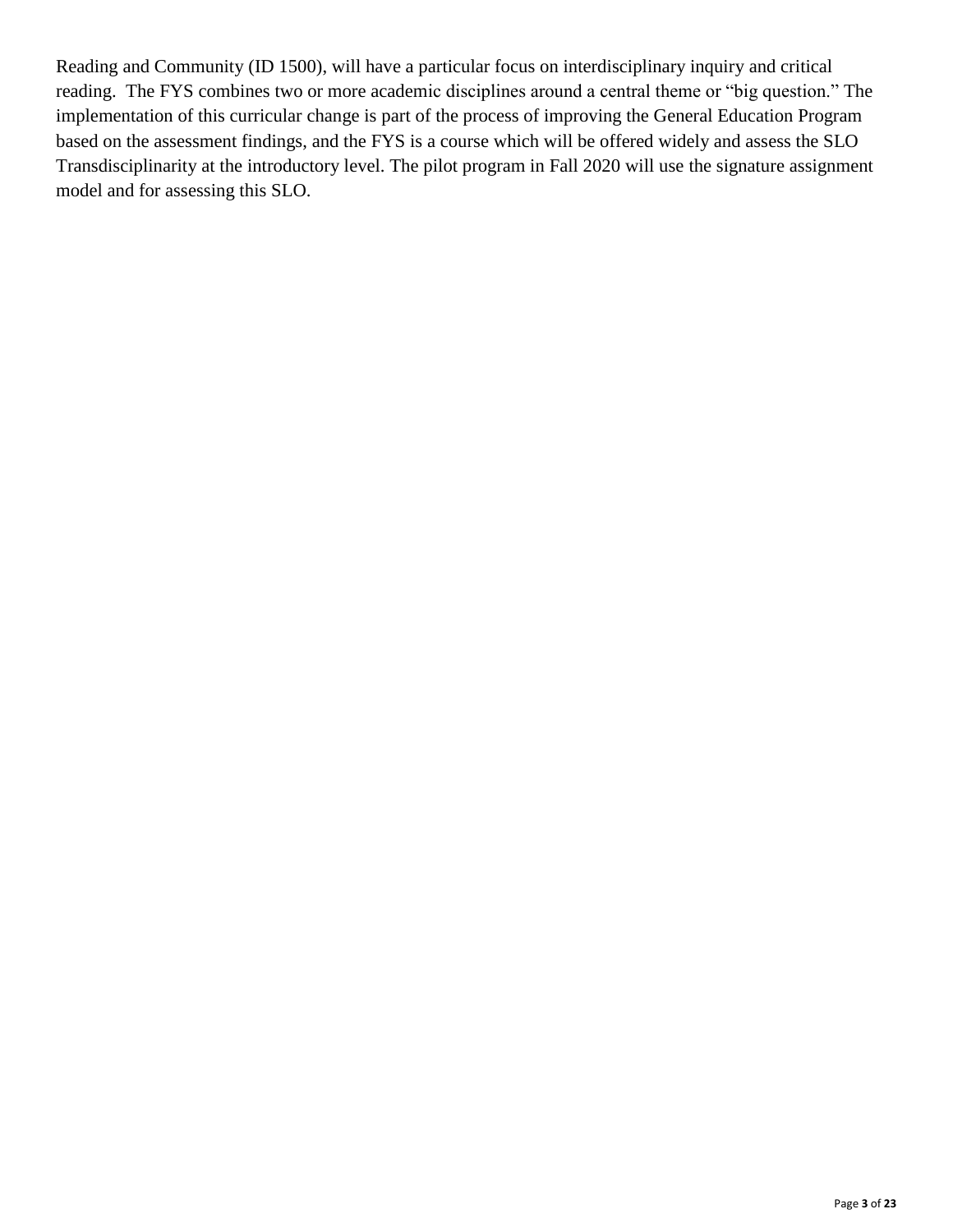Reading and Community (ID 1500), will have a particular focus on interdisciplinary inquiry and critical reading. The FYS combines two or more academic disciplines around a central theme or "big question." The implementation of this curricular change is part of the process of improving the General Education Program based on the assessment findings, and the FYS is a course which will be offered widely and assess the SLO Transdisciplinarity at the introductory level. The pilot program in Fall 2020 will use the signature assignment model and for assessing this SLO.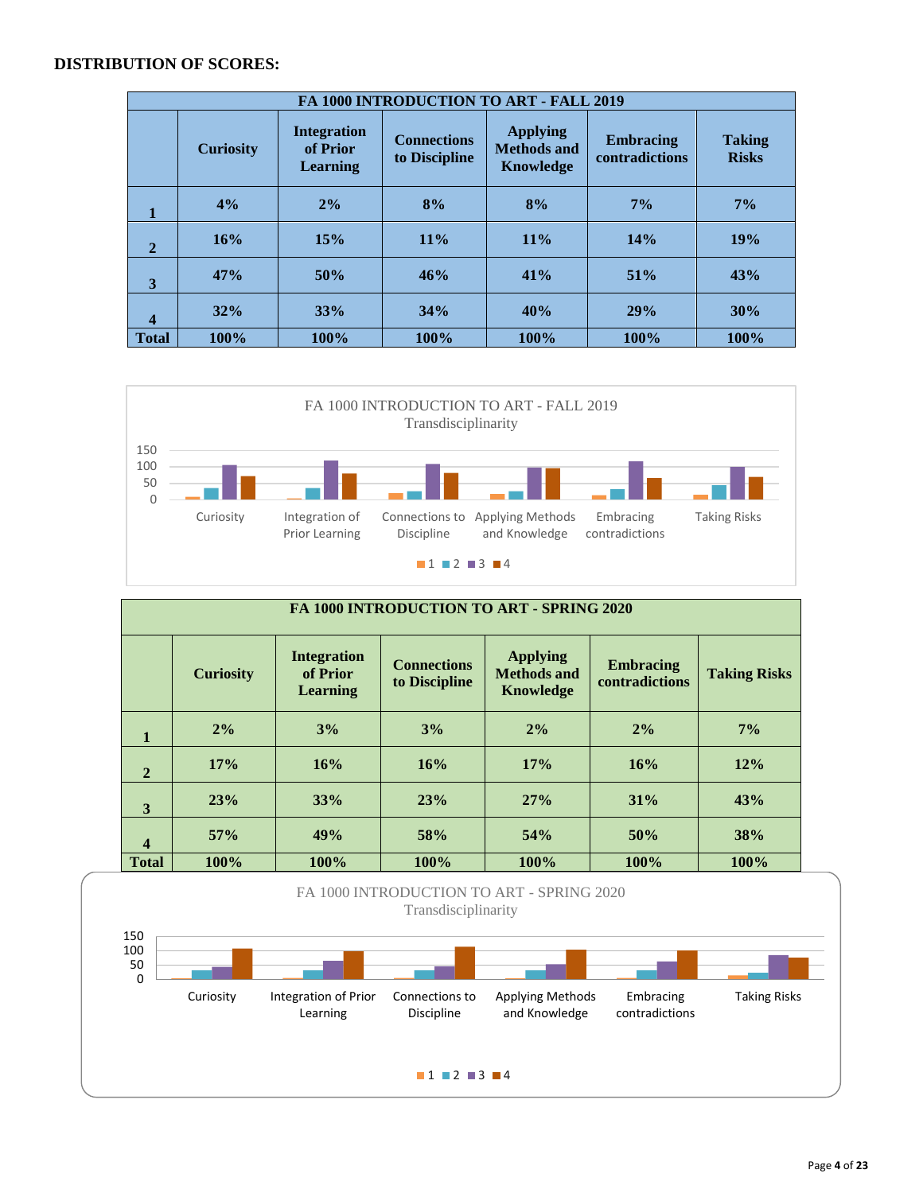**DISTRIBUTION OF SCORES:**

| FA 1000 INTRODUCTION TO ART - FALL 2019 | | | | | | |
|---|---|---|---|---|---|---|
| | Curiosity | Integration of Prior Learning | Connections to Discipline | Applying Methods and Knowledge | Embracing contradictions | Taking Risks |
| 1 | 4% | 2% | 8% | 8% | 7% | 7% |
| 2 | 16% | 15% | 11% | 11% | 14% | 19% |
| 3 | 47% | 50% | 46% | 41% | 51% | 43% |
| 4 | 32% | 33% | 34% | 40% | 29% | 30% |
| Total | 100% | 100% | 100% | 100% | 100% | 100% |

FA 1000 INTRODUCTION TO ART - FALL 2019
Transdisciplinarity

| FA 1000 INTRODUCTION TO ART - SPRING 2020 | | | | | | |
|---|---|---|---|---|---|---|
| | Curiosity | Integration of Prior Learning | Connections to Discipline | Applying Methods and Knowledge | Embracing contradictions | Taking Risks |
| 1 | 2% | 3% | 3% | 2% | 2% | 7% |
| 2 | 17% | 16% | 16% | 17% | 16% | 12% |
| 3 | 23% | 33% | 23% | 27% | 31% | 43% |
| 4 | 57% | 49% | 58% | 54% | 50% | 38% |
| Total | 100% | 100% | 100% | 100% | 100% | 100% |

FA 1000 INTRODUCTION TO ART - SPRING 2020
Transdisciplinarity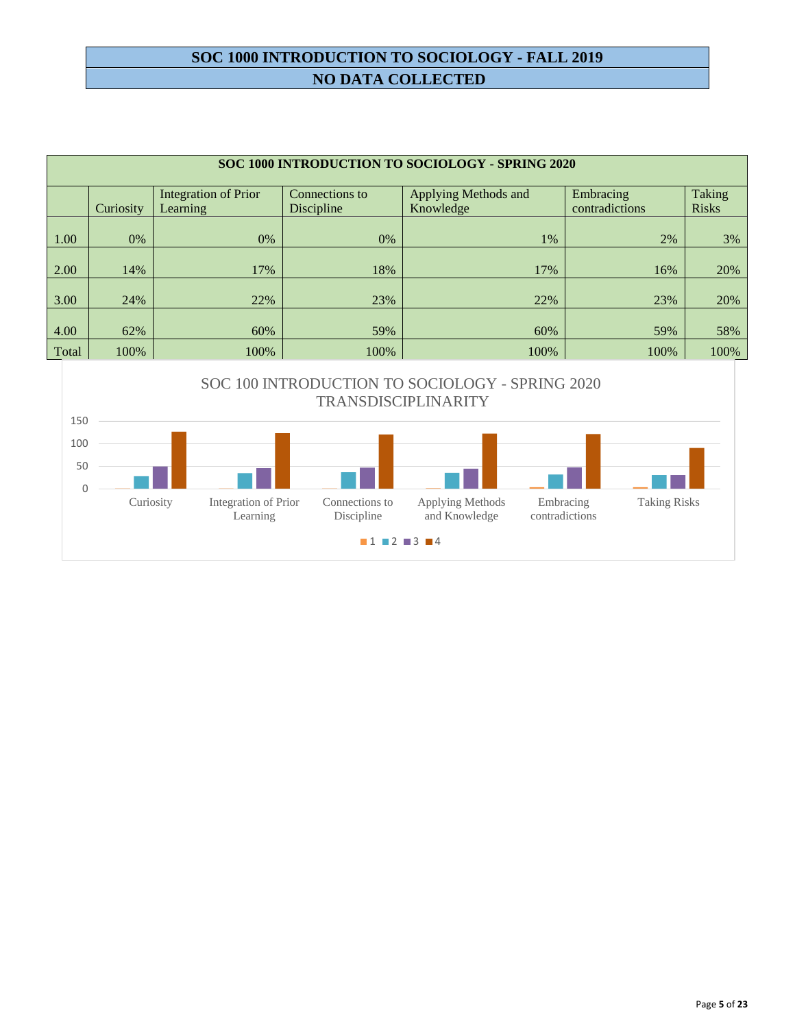## SOC 1000 INTRODUCTION TO SOCIOLOGY - FALL 2019

## NO DATA COLLECTED

| SOC 1000 INTRODUCTION TO SOCIOLOGY - SPRING 2020 | | | | | | |
|---|---|---|---|---|---|---|
| | Curiosity | Integration of Prior Learning | Connections to Discipline | Applying Methods and Knowledge | Embracing contradictions | Taking Risks |
| 1.00 | 0% | 0% | 0% | 1% | 2% | 3% |
| 2.00 | 14% | 17% | 18% | 17% | 16% | 20% |
| 3.00 | 24% | 22% | 23% | 22% | 23% | 20% |
| 4.00 | 62% | 60% | 59% | 60% | 59% | 58% |
| Total | 100% | 100% | 100% | 100% | 100% | 100% |

SOC 100 INTRODUCTION TO SOCIOLOGY - SPRING 2020 TRANSDISCIPLINARITY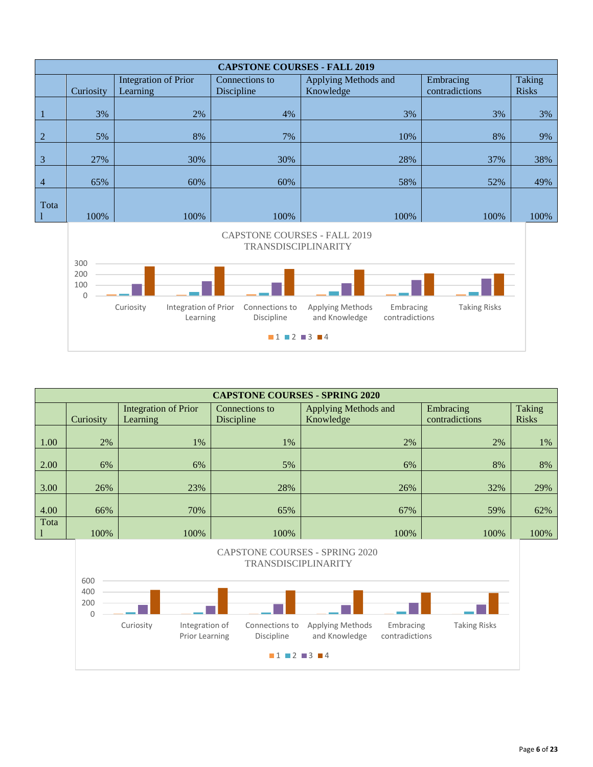| CAPSTONE COURSES - FALL 2019 | | | | | | |
|---|---|---|---|---|---|---|
| | Curiosity | Integration of Prior Learning | Connections to Discipline | Applying Methods and Knowledge | Embracing contradictions | Taking Risks |
| 1 | 3% | 2% | 4% | 3% | 3% | 3% |
| 2 | 5% | 8% | 7% | 10% | 8% | 9% |
| 3 | 27% | 30% | 30% | 28% | 37% | 38% |
| 4 | 65% | 60% | 60% | 58% | 52% | 49% |
| Total | 100% | 100% | 100% | 100% | 100% | 100% |

CAPSTONE COURSES - FALL 2019 TRANSDISCIPLINARITY

| CAPSTONE COURSES - SPRING 2020 | | | | | | |
|---|---|---|---|---|---|---|
| | Curiosity | Integration of Prior Learning | Connections to Discipline | Applying Methods and Knowledge | Embracing contradictions | Taking Risks |
| 1.00 | 2% | 1% | 1% | 2% | 2% | 1% |
| 2.00 | 6% | 6% | 5% | 6% | 8% | 8% |
| 3.00 | 26% | 23% | 28% | 26% | 32% | 29% |
| 4.00 | 66% | 70% | 65% | 67% | 59% | 62% |
| Total | 100% | 100% | 100% | 100% | 100% | 100% |

CAPSTONE COURSES - SPRING 2020 TRANSDISCIPLINARITY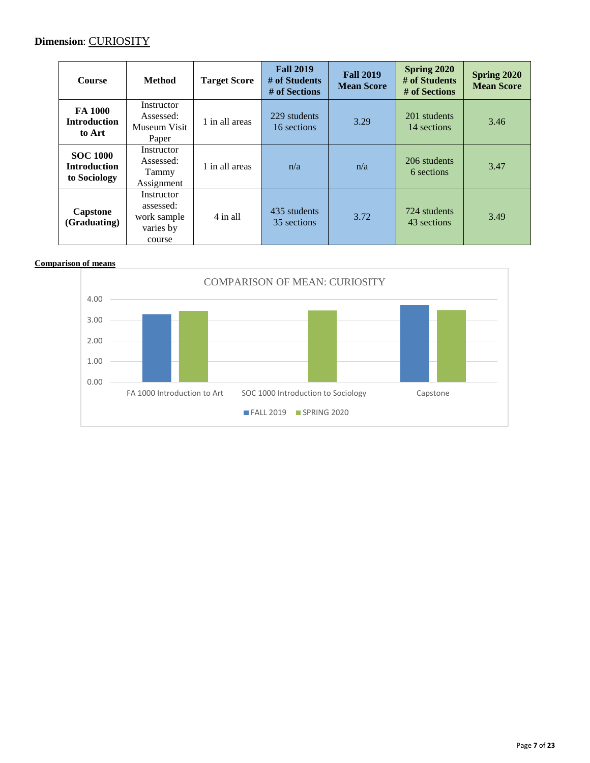**Dimension**: CURIOSITY

| Course | Method | Target Score | Fall 2019 # of Students # of Sections | Fall 2019 Mean Score | Spring 2020 # of Students # of Sections | Spring 2020 Mean Score |
|---|---|---|---|---|---|---|
| **FA 1000 Introduction to Art** | Instructor Assessed: Museum Visit Paper | 1 in all areas | 229 students 16 sections | 3.29 | 201 students 14 sections | 3.46 |
| **SOC 1000 Introduction to Sociology** | Instructor Assessed: Tammy Assignment | 1 in all areas | n/a | n/a | 206 students 6 sections | 3.47 |
| **Capstone (Graduating)** | Instructor assessed: work sample varies by course | 4 in all | 435 students 35 sections | 3.72 | 724 students 43 sections | 3.49 |

**Comparison of means**

COMPARISON OF MEAN: CURIOSITY

| | FALL 2019 | SPRING 2020 |
|---|---|---|
| FA 1000 Introduction to Art | 3.29 | 3.46 |
| SOC 1000 Introduction to Sociology | | 3.47 |
| Capstone | 3.72 | 3.49 |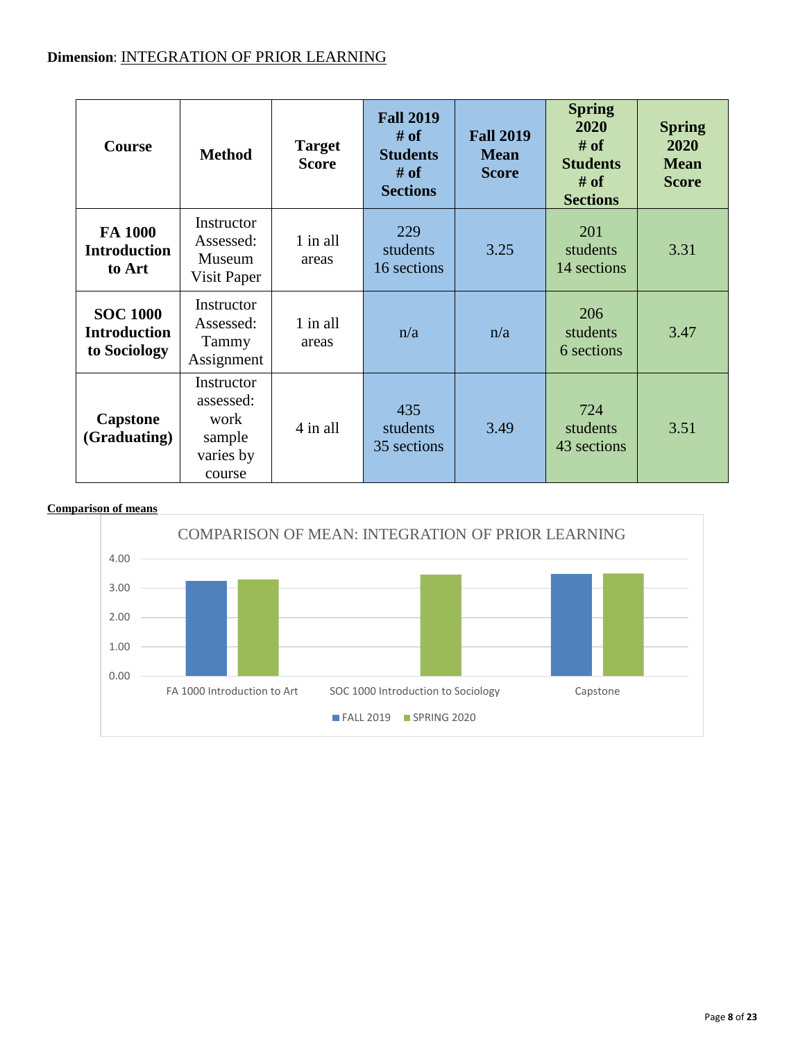**Dimension**: INTEGRATION OF PRIOR LEARNING

| Course | Method | Target Score | Fall 2019 # of Students # of Sections | Fall 2019 Mean Score | Spring 2020 # of Students # of Sections | Spring 2020 Mean Score |
|---|---|---|---|---|---|---|
| **FA 1000 Introduction to Art** | Instructor Assessed: Museum Visit Paper | 1 in all areas | 229 students 16 sections | 3.25 | 201 students 14 sections | 3.31 |
| **SOC 1000 Introduction to Sociology** | Instructor Assessed: Tammy Assignment | 1 in all areas | n/a | n/a | 206 students 6 sections | 3.47 |
| **Capstone (Graduating)** | Instructor assessed: work sample varies by course | 4 in all | 435 students 35 sections | 3.49 | 724 students 43 sections | 3.51 |

**Comparison of means**

COMPARISON OF MEAN: INTEGRATION OF PRIOR LEARNING

| | FALL 2019 | SPRING 2020 |
|---|---|---|
| FA 1000 Introduction to Art | 3.25 | 3.31 |
| SOC 1000 Introduction to Sociology | | 3.47 |
| Capstone | 3.49 | 3.51 |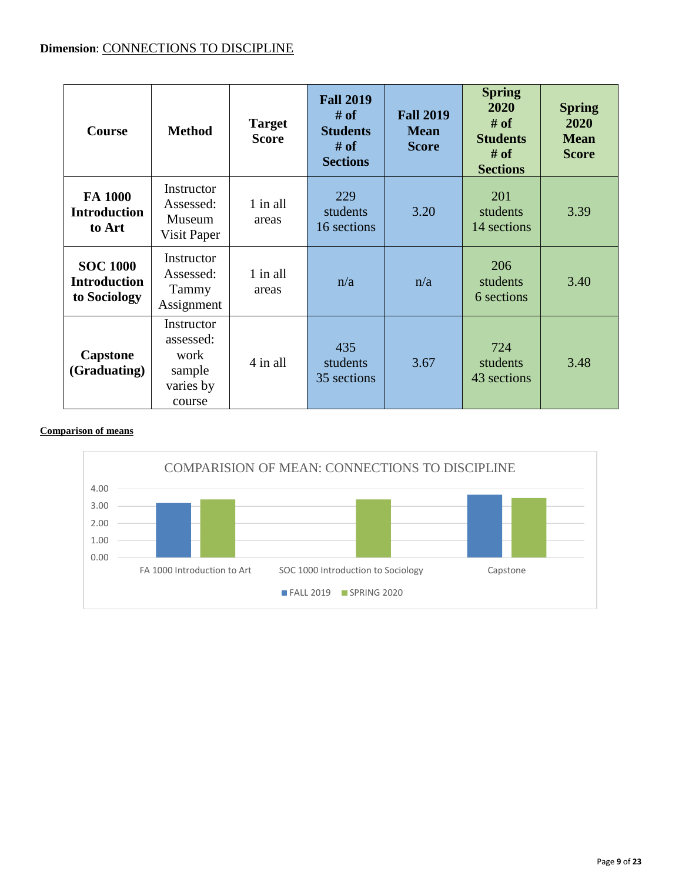**Dimension**: CONNECTIONS TO DISCIPLINE

| Course | Method | Target Score | Fall 2019 # of Students # of Sections | Fall 2019 Mean Score | Spring 2020 # of Students # of Sections | Spring 2020 Mean Score |
|---|---|---|---|---|---|---|
| **FA 1000 Introduction to Art** | Instructor Assessed: Museum Visit Paper | 1 in all areas | 229 students 16 sections | 3.20 | 201 students 14 sections | 3.39 |
| **SOC 1000 Introduction to Sociology** | Instructor Assessed: Tammy Assignment | 1 in all areas | n/a | n/a | 206 students 6 sections | 3.40 |
| **Capstone (Graduating)** | Instructor assessed: work sample varies by course | 4 in all | 435 students 35 sections | 3.67 | 724 students 43 sections | 3.48 |

**Comparison of means**

COMPARISION OF MEAN: CONNECTIONS TO DISCIPLINE

| | FALL 2019 | SPRING 2020 |
|---|---|---|
| FA 1000 Introduction to Art | 3.20 | 3.39 |
| SOC 1000 Introduction to Sociology | | 3.40 |
| Capstone | 3.67 | 3.48 |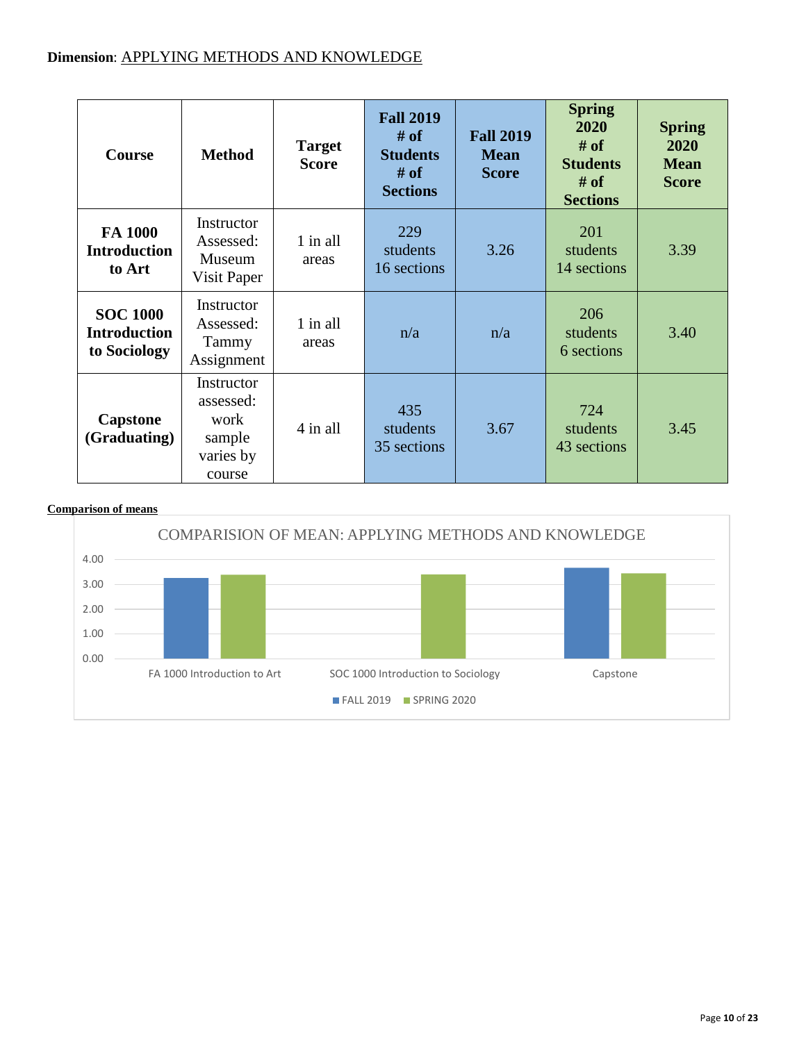**Dimension**: APPLYING METHODS AND KNOWLEDGE

| Course | Method | Target Score | Fall 2019 # of Students # of Sections | Fall 2019 Mean Score | Spring 2020 # of Students # of Sections | Spring 2020 Mean Score |
|---|---|---|---|---|---|---|
| **FA 1000 Introduction to Art** | Instructor Assessed: Museum Visit Paper | 1 in all areas | 229 students 16 sections | 3.26 | 201 students 14 sections | 3.39 |
| **SOC 1000 Introduction to Sociology** | Instructor Assessed: Tammy Assignment | 1 in all areas | n/a | n/a | 206 students 6 sections | 3.40 |
| **Capstone (Graduating)** | Instructor assessed: work sample varies by course | 4 in all | 435 students 35 sections | 3.67 | 724 students 43 sections | 3.45 |

**Comparison of means**

COMPARISION OF MEAN: APPLYING METHODS AND KNOWLEDGE

| | FALL 2019 | SPRING 2020 |
|---|---|---|
| FA 1000 Introduction to Art | 3.26 | 3.39 |
| SOC 1000 Introduction to Sociology | | 3.40 |
| Capstone | 3.67 | 3.45 |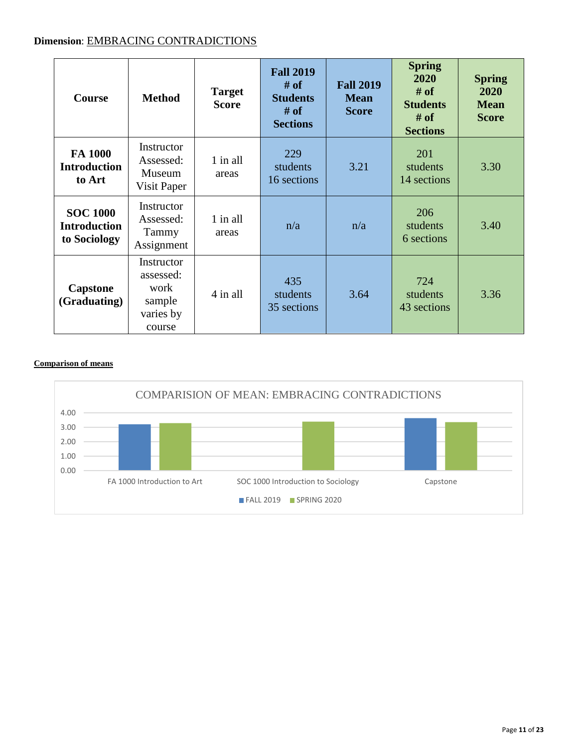**Dimension**: EMBRACING CONTRADICTIONS

| Course | Method | Target Score | Fall 2019 # of Students # of Sections | Fall 2019 Mean Score | Spring 2020 # of Students # of Sections | Spring 2020 Mean Score |
|---|---|---|---|---|---|---|
| **FA 1000 Introduction to Art** | Instructor Assessed: Museum Visit Paper | 1 in all areas | 229 students 16 sections | 3.21 | 201 students 14 sections | 3.30 |
| **SOC 1000 Introduction to Sociology** | Instructor Assessed: Tammy Assignment | 1 in all areas | n/a | n/a | 206 students 6 sections | 3.40 |
| **Capstone (Graduating)** | Instructor assessed: work sample varies by course | 4 in all | 435 students 35 sections | 3.64 | 724 students 43 sections | 3.36 |

**Comparison of means**

COMPARISION OF MEAN: EMBRACING CONTRADICTIONS

| | FALL 2019 | SPRING 2020 |
|---|---|---|
| FA 1000 Introduction to Art | 3.21 | 3.30 |
| SOC 1000 Introduction to Sociology | | 3.40 |
| Capstone | 3.64 | 3.36 |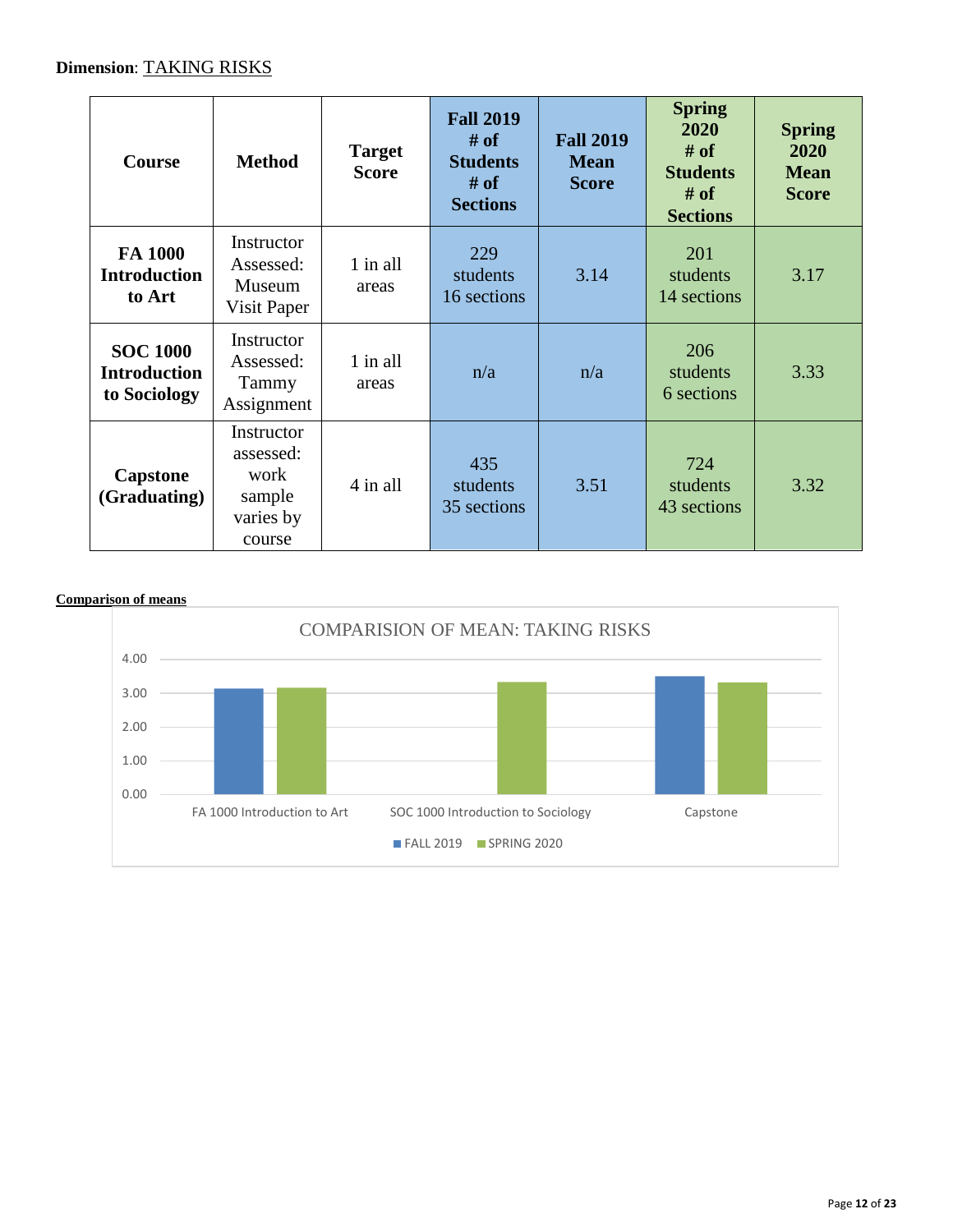**Dimension**: TAKING RISKS

| Course | Method | Target Score | Fall 2019 # of Students # of Sections | Fall 2019 Mean Score | Spring 2020 # of Students # of Sections | Spring 2020 Mean Score |
|---|---|---|---|---|---|---|
| **FA 1000 Introduction to Art** | Instructor Assessed: Museum Visit Paper | 1 in all areas | 229 students 16 sections | 3.14 | 201 students 14 sections | 3.17 |
| **SOC 1000 Introduction to Sociology** | Instructor Assessed: Tammy Assignment | 1 in all areas | n/a | n/a | 206 students 6 sections | 3.33 |
| **Capstone (Graduating)** | Instructor assessed: work sample varies by course | 4 in all | 435 students 35 sections | 3.51 | 724 students 43 sections | 3.32 |

**Comparison of means**

COMPARISION OF MEAN: TAKING RISKS

| | FALL 2019 | SPRING 2020 |
|---|---|---|
| FA 1000 Introduction to Art | 3.14 | 3.17 |
| SOC 1000 Introduction to Sociology | | 3.33 |
| Capstone | 3.51 | 3.32 |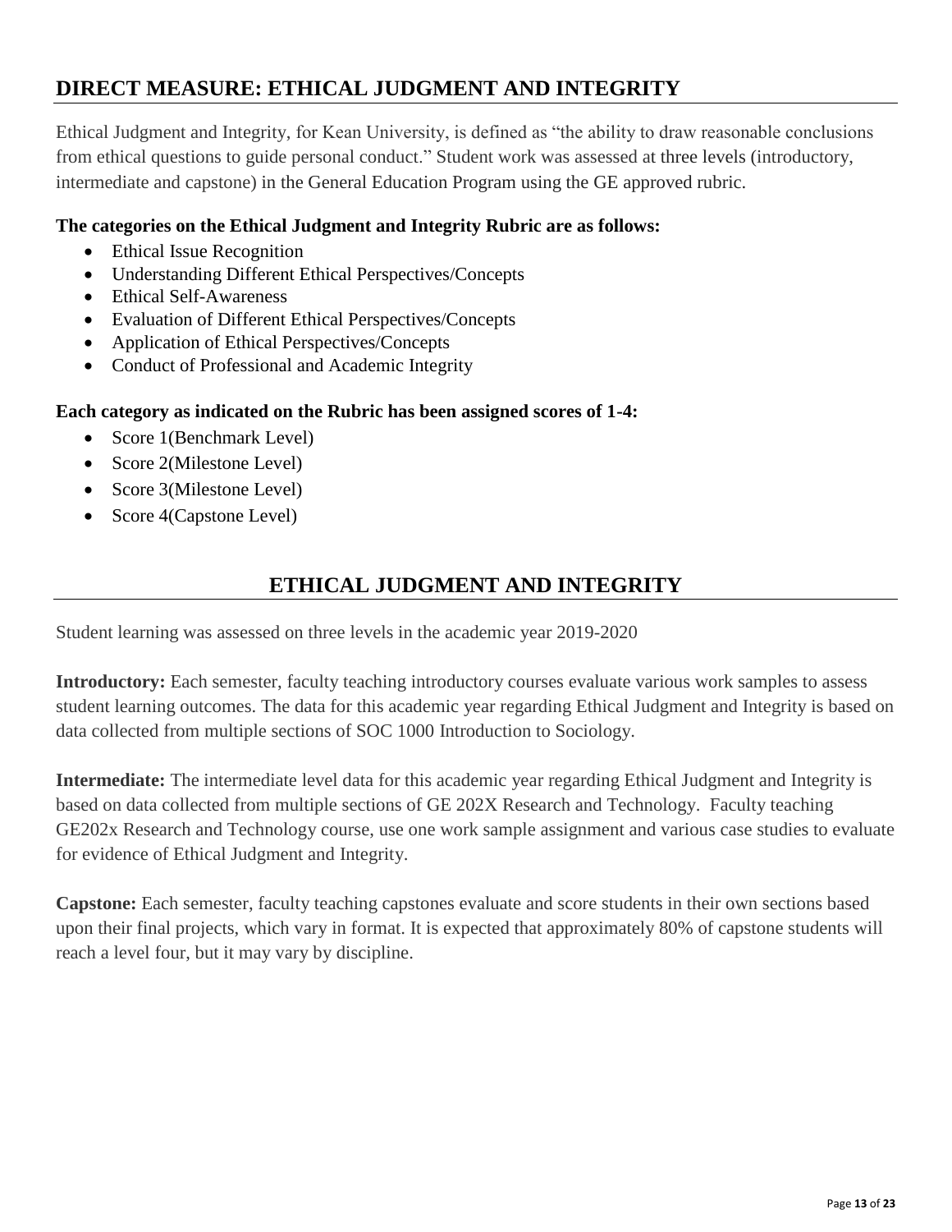## DIRECT MEASURE: ETHICAL JUDGMENT AND INTEGRITY

Ethical Judgment and Integrity, for Kean University, is defined as "the ability to draw reasonable conclusions from ethical questions to guide personal conduct." Student work was assessed at three levels (introductory, intermediate and capstone) in the General Education Program using the GE approved rubric.

**The categories on the Ethical Judgment and Integrity Rubric are as follows:**

- Ethical Issue Recognition
- Understanding Different Ethical Perspectives/Concepts
- Ethical Self-Awareness
- Evaluation of Different Ethical Perspectives/Concepts
- Application of Ethical Perspectives/Concepts
- Conduct of Professional and Academic Integrity

**Each category as indicated on the Rubric has been assigned scores of 1-4:**

- Score 1(Benchmark Level)
- Score 2(Milestone Level)
- Score 3(Milestone Level)
- Score 4(Capstone Level)

## ETHICAL JUDGMENT AND INTEGRITY

Student learning was assessed on three levels in the academic year 2019-2020

**Introductory:** Each semester, faculty teaching introductory courses evaluate various work samples to assess student learning outcomes. The data for this academic year regarding Ethical Judgment and Integrity is based on data collected from multiple sections of SOC 1000 Introduction to Sociology.

**Intermediate:** The intermediate level data for this academic year regarding Ethical Judgment and Integrity is based on data collected from multiple sections of GE 202X Research and Technology. Faculty teaching GE202x Research and Technology course, use one work sample assignment and various case studies to evaluate for evidence of Ethical Judgment and Integrity.

**Capstone:** Each semester, faculty teaching capstones evaluate and score students in their own sections based upon their final projects, which vary in format. It is expected that approximately 80% of capstone students will reach a level four, but it may vary by discipline.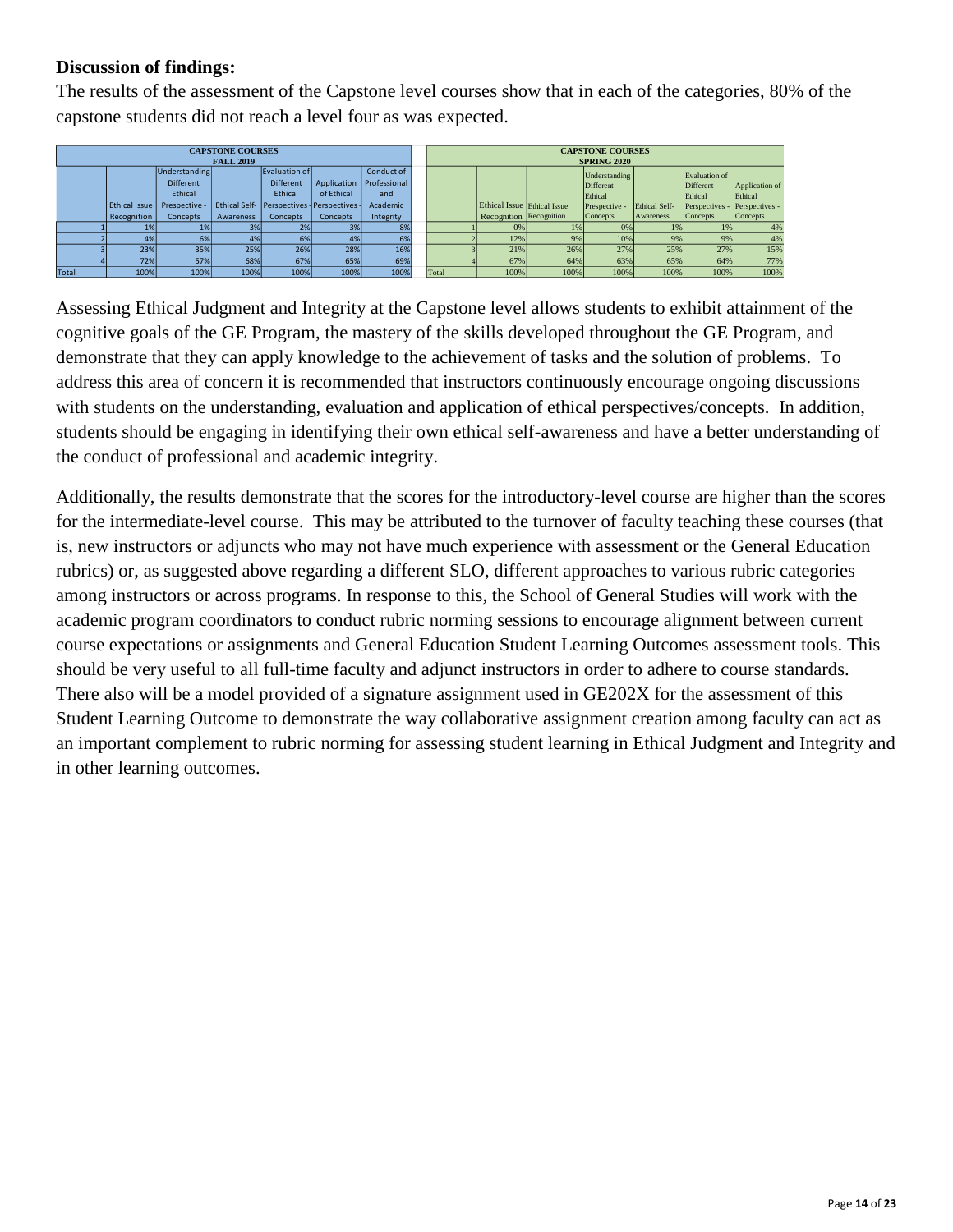**Discussion of findings:**

The results of the assessment of the Capstone level courses show that in each of the categories, 80% of the capstone students did not reach a level four as was expected.

| CAPSTONE COURSES FALL 2019 | | | | | | |
|---|---|---|---|---|---|---|
| | Ethical Issue Recognition | Understanding Different Ethical Prespective - Concepts | Ethical Self-Awareness | Evaluation of Different Ethical Perspectives - Concepts | Application of Ethical Perspectives - Concepts | Conduct of Professional and Academic Integrity |
| 1 | 1% | 1% | 3% | 2% | 3% | 8% |
| 2 | 4% | 6% | 4% | 6% | 4% | 6% |
| 3 | 23% | 35% | 25% | 26% | 28% | 16% |
| 4 | 72% | 57% | 68% | 67% | 65% | 69% |
| Total | 100% | 100% | 100% | 100% | 100% | 100% |

| CAPSTONE COURSES SPRING 2020 | | | | | | |
|---|---|---|---|---|---|---|
| | Ethical Issue Recognition | Ethical Issue Recognition | Understanding Different Ethical Prespective - Concepts | Ethical Self-Awareness | Evaluation of Different Ethical Perspectives - Concepts | Application of Ethical Perspectives - Concepts |
| 1 | 0% | 1% | 0% | 1% | 1% | 4% |
| 2 | 12% | 9% | 10% | 9% | 9% | 4% |
| 3 | 21% | 26% | 27% | 25% | 27% | 15% |
| 4 | 67% | 64% | 63% | 65% | 64% | 77% |
| Total | 100% | 100% | 100% | 100% | 100% | 100% |

Assessing Ethical Judgment and Integrity at the Capstone level allows students to exhibit attainment of the cognitive goals of the GE Program, the mastery of the skills developed throughout the GE Program, and demonstrate that they can apply knowledge to the achievement of tasks and the solution of problems. To address this area of concern it is recommended that instructors continuously encourage ongoing discussions with students on the understanding, evaluation and application of ethical perspectives/concepts. In addition, students should be engaging in identifying their own ethical self-awareness and have a better understanding of the conduct of professional and academic integrity.

Additionally, the results demonstrate that the scores for the introductory-level course are higher than the scores for the intermediate-level course. This may be attributed to the turnover of faculty teaching these courses (that is, new instructors or adjuncts who may not have much experience with assessment or the General Education rubrics) or, as suggested above regarding a different SLO, different approaches to various rubric categories among instructors or across programs. In response to this, the School of General Studies will work with the academic program coordinators to conduct rubric norming sessions to encourage alignment between current course expectations or assignments and General Education Student Learning Outcomes assessment tools. This should be very useful to all full-time faculty and adjunct instructors in order to adhere to course standards. There also will be a model provided of a signature assignment used in GE202X for the assessment of this Student Learning Outcome to demonstrate the way collaborative assignment creation among faculty can act as an important complement to rubric norming for assessing student learning in Ethical Judgment and Integrity and in other learning outcomes.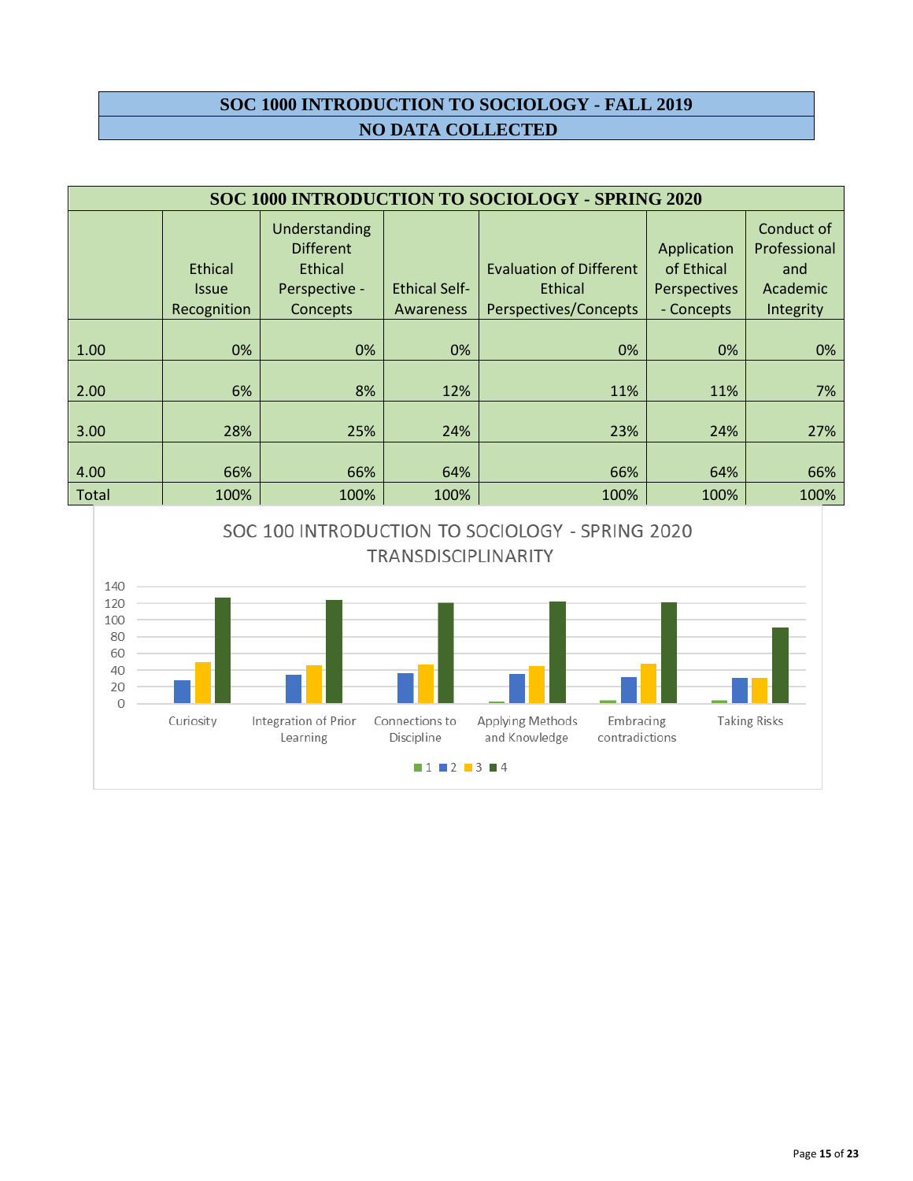## SOC 1000 INTRODUCTION TO SOCIOLOGY - FALL 2019

**NO DATA COLLECTED**

| SOC 1000 INTRODUCTION TO SOCIOLOGY - SPRING 2020 | | | | | | |
|---|---|---|---|---|---|---|
| | Ethical Issue Recognition | Understanding Different Ethical Perspective - Concepts | Ethical Self-Awareness | Evaluation of Different Ethical Perspectives/Concepts | Application of Ethical Perspectives - Concepts | Conduct of Professional and Academic Integrity |
| 1.00 | 0% | 0% | 0% | 0% | 0% | 0% |
| 2.00 | 6% | 8% | 12% | 11% | 11% | 7% |
| 3.00 | 28% | 25% | 24% | 23% | 24% | 27% |
| 4.00 | 66% | 66% | 64% | 66% | 64% | 66% |
| Total | 100% | 100% | 100% | 100% | 100% | 100% |

SOC 100 INTRODUCTION TO SOCIOLOGY - SPRING 2020 TRANSDISCIPLINARITY

| | 1 | 2 | 3 | 4 |
|---|---|---|---|---|
| Curiosity | 0 | 27 | 49 | 126 |
| Integration of Prior Learning | 0 | 34 | 45 | 123 |
| Connections to Discipline | 0 | 36 | 46 | 120 |
| Applying Methods and Knowledge | 2 | 35 | 44 | 121 |
| Embracing contradictions | 3 | 31 | 47 | 120 |
| Taking Risks | 3 | 30 | 30 | 90 |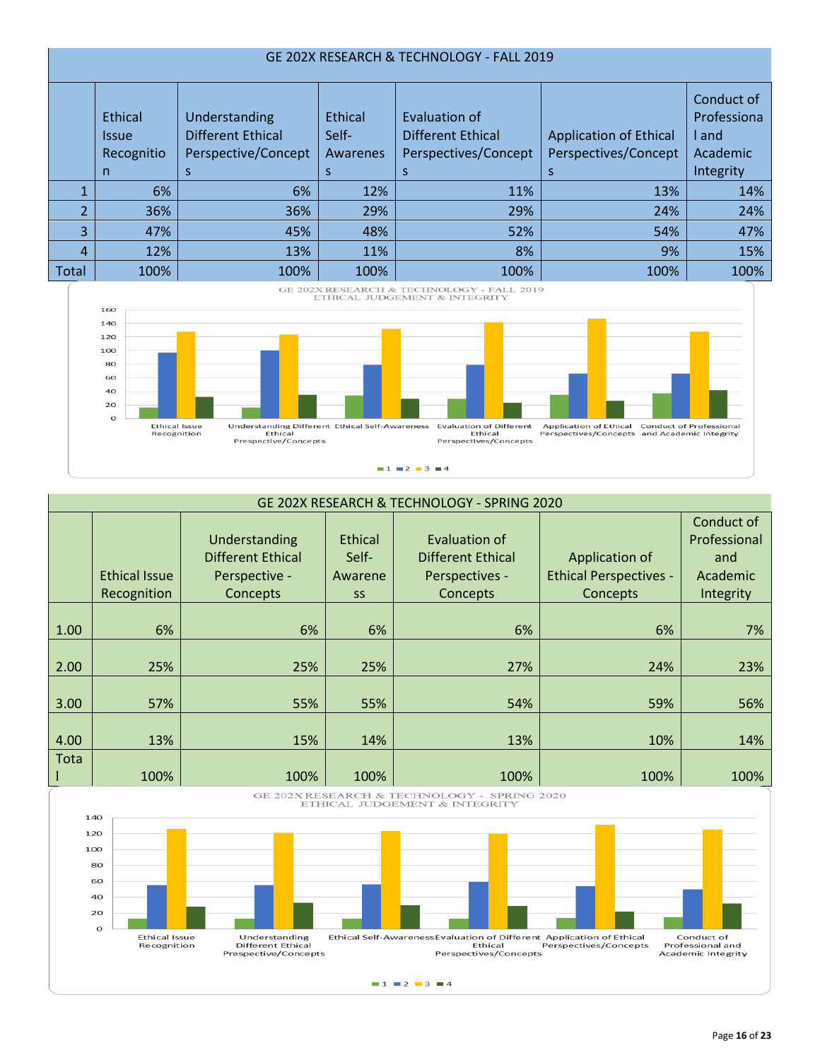| GE 202X RESEARCH & TECHNOLOGY - FALL 2019 | | | | | | |
|---|---|---|---|---|---|---|
| | Ethical Issue Recognition | Understanding Different Ethical Perspective/Concepts | Ethical Self-Awareness | Evaluation of Different Ethical Perspectives/Concepts | Application of Ethical Perspectives/Concepts | Conduct of Professional and Academic Integrity |
| 1 | 6% | 6% | 12% | 11% | 13% | 14% |
| 2 | 36% | 36% | 29% | 29% | 24% | 24% |
| 3 | 47% | 45% | 48% | 52% | 54% | 47% |
| 4 | 12% | 13% | 11% | 8% | 9% | 15% |
| Total | 100% | 100% | 100% | 100% | 100% | 100% |

GE 202X RESEARCH & TECHNOLOGY - FALL 2019
ETHICAL JUDGEMENT & INTEGRITY

| GE 202X RESEARCH & TECHNOLOGY - SPRING 2020 | | | | | | |
|---|---|---|---|---|---|---|
| | Ethical Issue Recognition | Understanding Different Ethical Perspective - Concepts | Ethical Self-Awareness | Evaluation of Different Ethical Perspectives - Concepts | Application of Ethical Perspectives - Concepts | Conduct of Professional and Academic Integrity |
| 1.00 | 6% | 6% | 6% | 6% | 6% | 7% |
| 2.00 | 25% | 25% | 25% | 27% | 24% | 23% |
| 3.00 | 57% | 55% | 55% | 54% | 59% | 56% |
| 4.00 | 13% | 15% | 14% | 13% | 10% | 14% |
| Total | 100% | 100% | 100% | 100% | 100% | 100% |

GE 202X RESEARCH & TECHNOLOGY - SPRING 2020
ETHICAL JUDGEMENT & INTEGRITY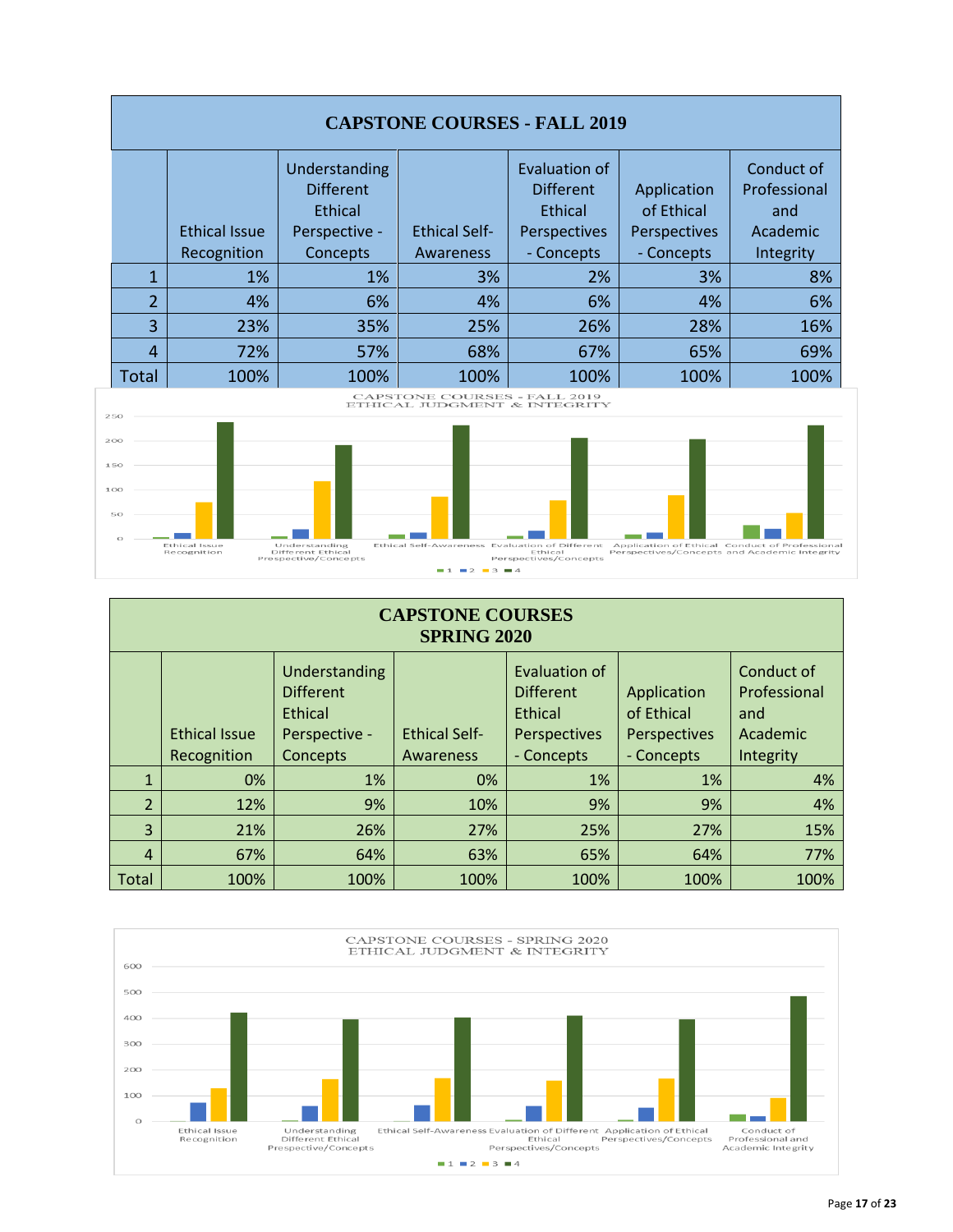| CAPSTONE COURSES - FALL 2019 | | | | | | |
|---|---|---|---|---|---|---|
| | Ethical Issue Recognition | Understanding Different Ethical Perspective - Concepts | Ethical Self-Awareness | Evaluation of Different Ethical Perspectives - Concepts | Application of Ethical Perspectives - Concepts | Conduct of Professional and Academic Integrity |
| 1 | 1% | 1% | 3% | 2% | 3% | 8% |
| 2 | 4% | 6% | 4% | 6% | 4% | 6% |
| 3 | 23% | 35% | 25% | 26% | 28% | 16% |
| 4 | 72% | 57% | 68% | 67% | 65% | 69% |
| Total | 100% | 100% | 100% | 100% | 100% | 100% |

CAPSTONE COURSES - FALL 2019
ETHICAL JUDGMENT & INTEGRITY

| CAPSTONE COURSES SPRING 2020 | | | | | | |
|---|---|---|---|---|---|---|
| | Ethical Issue Recognition | Understanding Different Ethical Perspective - Concepts | Ethical Self-Awareness | Evaluation of Different Ethical Perspectives - Concepts | Application of Ethical Perspectives - Concepts | Conduct of Professional and Academic Integrity |
| 1 | 0% | 1% | 0% | 1% | 1% | 4% |
| 2 | 12% | 9% | 10% | 9% | 9% | 4% |
| 3 | 21% | 26% | 27% | 25% | 27% | 15% |
| 4 | 67% | 64% | 63% | 65% | 64% | 77% |
| Total | 100% | 100% | 100% | 100% | 100% | 100% |

CAPSTONE COURSES - SPRING 2020
ETHICAL JUDGMENT & INTEGRITY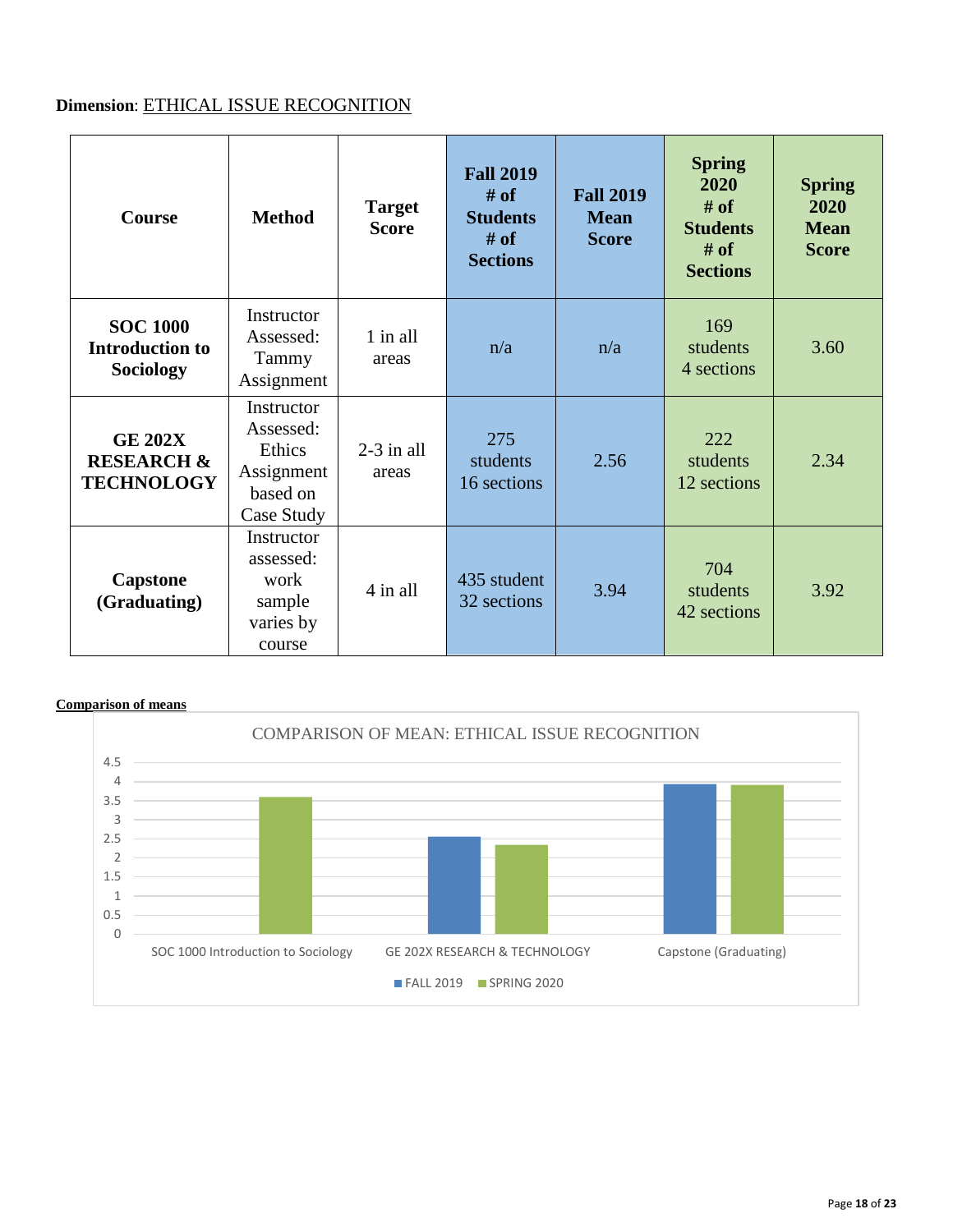**Dimension**: ETHICAL ISSUE RECOGNITION

| Course | Method | Target Score | Fall 2019 # of Students # of Sections | Fall 2019 Mean Score | Spring 2020 # of Students # of Sections | Spring 2020 Mean Score |
|---|---|---|---|---|---|---|
| **SOC 1000 Introduction to Sociology** | Instructor Assessed: Tammy Assignment | 1 in all areas | n/a | n/a | 169 students 4 sections | 3.60 |
| **GE 202X RESEARCH & TECHNOLOGY** | Instructor Assessed: Ethics Assignment based on Case Study | 2-3 in all areas | 275 students 16 sections | 2.56 | 222 students 12 sections | 2.34 |
| **Capstone (Graduating)** | Instructor assessed: work sample varies by course | 4 in all | 435 student 32 sections | 3.94 | 704 students 42 sections | 3.92 |

**Comparison of means**

COMPARISON OF MEAN: ETHICAL ISSUE RECOGNITION

| Course | FALL 2019 | SPRING 2020 |
|---|---|---|
| SOC 1000 Introduction to Sociology | | 3.60 |
| GE 202X RESEARCH & TECHNOLOGY | 2.56 | 2.34 |
| Capstone (Graduating) | 3.94 | 3.92 |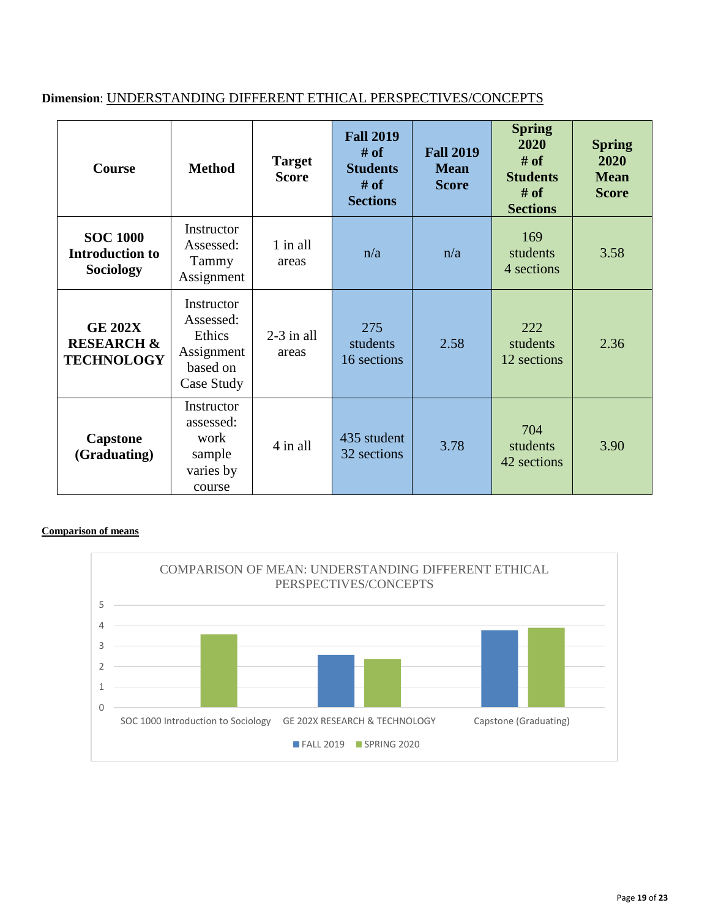**Dimension**: UNDERSTANDING DIFFERENT ETHICAL PERSPECTIVES/CONCEPTS

| Course | Method | Target Score | Fall 2019 # of Students # of Sections | Fall 2019 Mean Score | Spring 2020 # of Students # of Sections | Spring 2020 Mean Score |
|---|---|---|---|---|---|---|
| **SOC 1000 Introduction to Sociology** | Instructor Assessed: Tammy Assignment | 1 in all areas | n/a | n/a | 169 students 4 sections | 3.58 |
| **GE 202X RESEARCH & TECHNOLOGY** | Instructor Assessed: Ethics Assignment based on Case Study | 2-3 in all areas | 275 students 16 sections | 2.58 | 222 students 12 sections | 2.36 |
| **Capstone (Graduating)** | Instructor assessed: work sample varies by course | 4 in all | 435 student 32 sections | 3.78 | 704 students 42 sections | 3.90 |

**Comparison of means**

COMPARISON OF MEAN: UNDERSTANDING DIFFERENT ETHICAL PERSPECTIVES/CONCEPTS

| Course | FALL 2019 | SPRING 2020 |
|---|---|---|
| SOC 1000 Introduction to Sociology | | 3.58 |
| GE 202X RESEARCH & TECHNOLOGY | 2.58 | 2.36 |
| Capstone (Graduating) | 3.78 | 3.90 |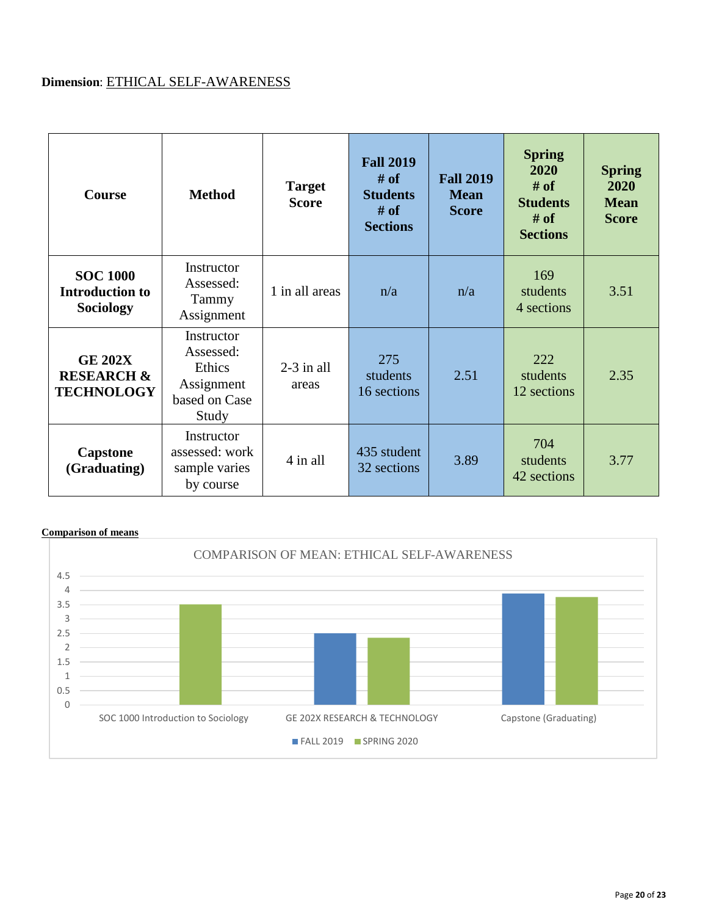**Dimension**: ETHICAL SELF-AWARENESS

| Course | Method | Target Score | Fall 2019 # of Students # of Sections | Fall 2019 Mean Score | Spring 2020 # of Students # of Sections | Spring 2020 Mean Score |
|---|---|---|---|---|---|---|
| **SOC 1000 Introduction to Sociology** | Instructor Assessed: Tammy Assignment | 1 in all areas | n/a | n/a | 169 students 4 sections | 3.51 |
| **GE 202X RESEARCH & TECHNOLOGY** | Instructor Assessed: Ethics Assignment based on Case Study | 2-3 in all areas | 275 students 16 sections | 2.51 | 222 students 12 sections | 2.35 |
| **Capstone (Graduating)** | Instructor assessed: work sample varies by course | 4 in all | 435 student 32 sections | 3.89 | 704 students 42 sections | 3.77 |

**Comparison of means**

COMPARISON OF MEAN: ETHICAL SELF-AWARENESS

| Course | FALL 2019 | SPRING 2020 |
|---|---|---|
| SOC 1000 Introduction to Sociology | | 3.51 |
| GE 202X RESEARCH & TECHNOLOGY | 2.51 | 2.35 |
| Capstone (Graduating) | 3.89 | 3.77 |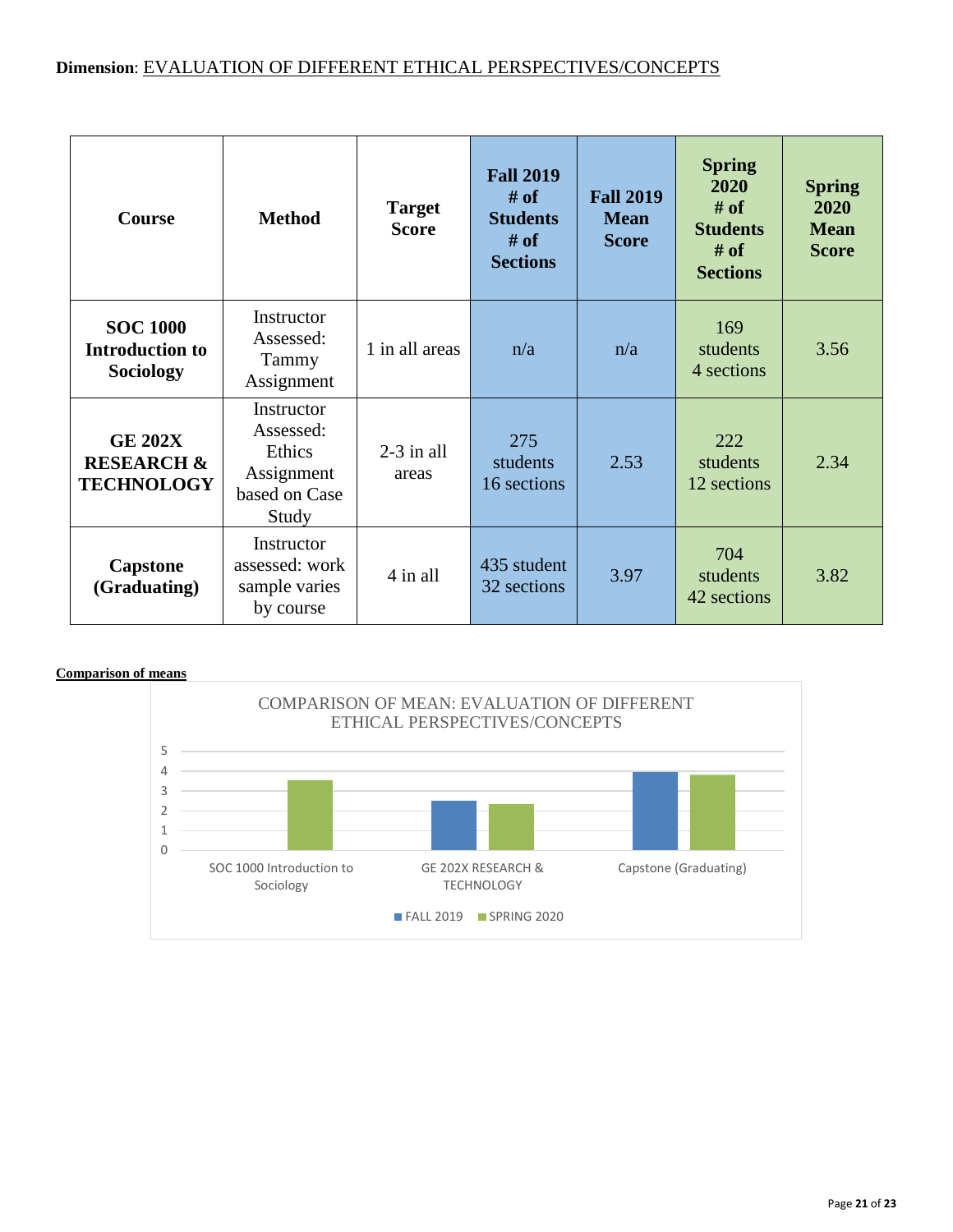**Dimension**: EVALUATION OF DIFFERENT ETHICAL PERSPECTIVES/CONCEPTS

| Course | Method | Target Score | Fall 2019 # of Students # of Sections | Fall 2019 Mean Score | Spring 2020 # of Students # of Sections | Spring 2020 Mean Score |
|---|---|---|---|---|---|---|
| **SOC 1000 Introduction to Sociology** | Instructor Assessed: Tammy Assignment | 1 in all areas | n/a | n/a | 169 students 4 sections | 3.56 |
| **GE 202X RESEARCH & TECHNOLOGY** | Instructor Assessed: Ethics Assignment based on Case Study | 2-3 in all areas | 275 students 16 sections | 2.53 | 222 students 12 sections | 2.34 |
| **Capstone (Graduating)** | Instructor assessed: work sample varies by course | 4 in all | 435 student 32 sections | 3.97 | 704 students 42 sections | 3.82 |

**Comparison of means**

COMPARISON OF MEAN: EVALUATION OF DIFFERENT ETHICAL PERSPECTIVES/CONCEPTS

| Course | FALL 2019 | SPRING 2020 |
|---|---|---|
| SOC 1000 Introduction to Sociology | | 3.56 |
| GE 202X RESEARCH & TECHNOLOGY | 2.53 | 2.34 |
| Capstone (Graduating) | 3.97 | 3.82 |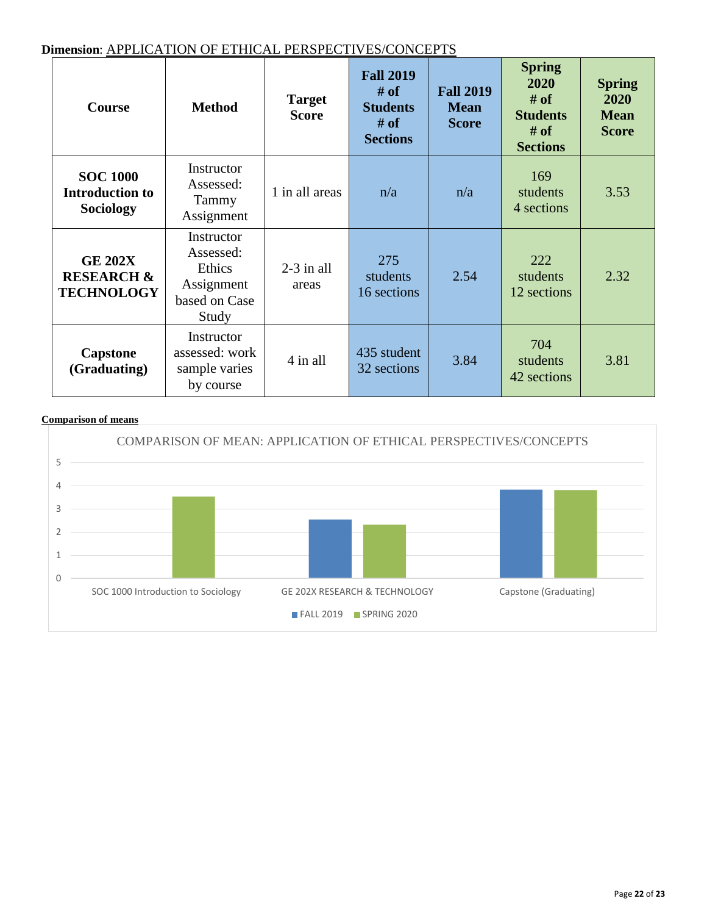**Dimension**: APPLICATION OF ETHICAL PERSPECTIVES/CONCEPTS

| Course | Method | Target Score | Fall 2019 # of Students # of Sections | Fall 2019 Mean Score | Spring 2020 # of Students # of Sections | Spring 2020 Mean Score |
|---|---|---|---|---|---|---|
| **SOC 1000 Introduction to Sociology** | Instructor Assessed: Tammy Assignment | 1 in all areas | n/a | n/a | 169 students 4 sections | 3.53 |
| **GE 202X RESEARCH & TECHNOLOGY** | Instructor Assessed: Ethics Assignment based on Case Study | 2-3 in all areas | 275 students 16 sections | 2.54 | 222 students 12 sections | 2.32 |
| **Capstone (Graduating)** | Instructor assessed: work sample varies by course | 4 in all | 435 student 32 sections | 3.84 | 704 students 42 sections | 3.81 |

**Comparison of means**

COMPARISON OF MEAN: APPLICATION OF ETHICAL PERSPECTIVES/CONCEPTS

| Course | FALL 2019 | SPRING 2020 |
|---|---|---|
| SOC 1000 Introduction to Sociology | | 3.53 |
| GE 202X RESEARCH & TECHNOLOGY | 2.54 | 2.32 |
| Capstone (Graduating) | 3.84 | 3.81 |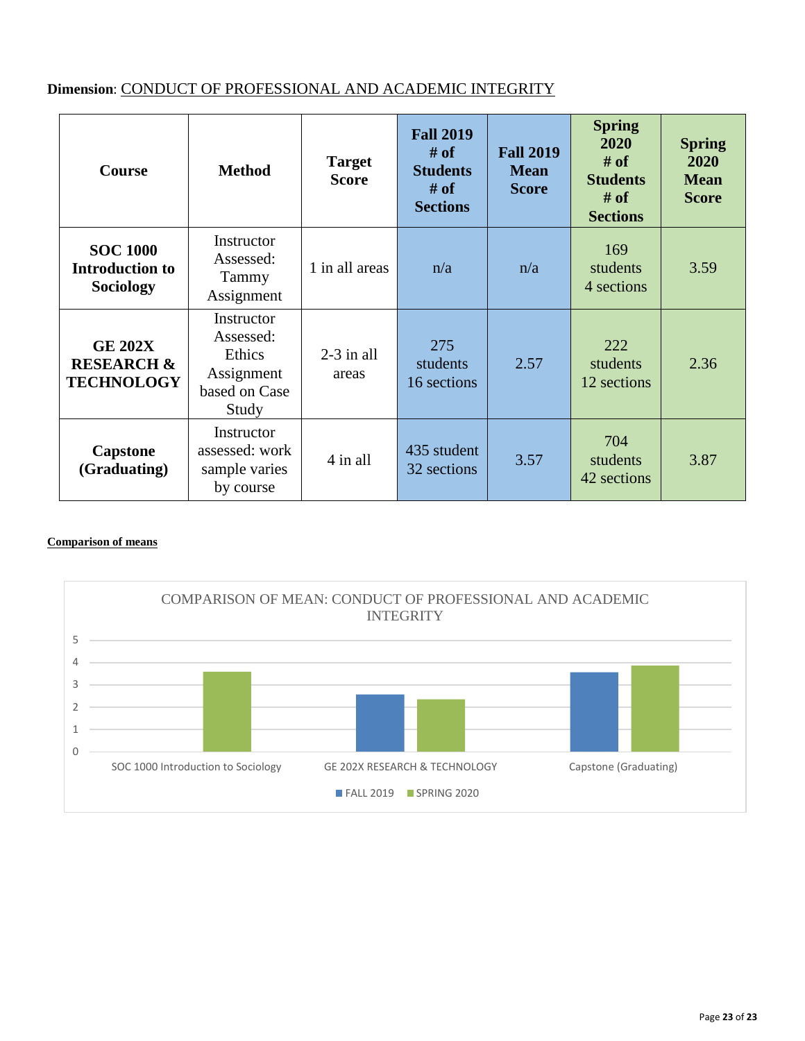**Dimension**: CONDUCT OF PROFESSIONAL AND ACADEMIC INTEGRITY

| Course | Method | Target Score | Fall 2019 # of Students # of Sections | Fall 2019 Mean Score | Spring 2020 # of Students # of Sections | Spring 2020 Mean Score |
|---|---|---|---|---|---|---|
| **SOC 1000 Introduction to Sociology** | Instructor Assessed: Tammy Assignment | 1 in all areas | n/a | n/a | 169 students 4 sections | 3.59 |
| **GE 202X RESEARCH & TECHNOLOGY** | Instructor Assessed: Ethics Assignment based on Case Study | 2-3 in all areas | 275 students 16 sections | 2.57 | 222 students 12 sections | 2.36 |
| **Capstone (Graduating)** | Instructor assessed: work sample varies by course | 4 in all | 435 student 32 sections | 3.57 | 704 students 42 sections | 3.87 |

**Comparison of means**

COMPARISON OF MEAN: CONDUCT OF PROFESSIONAL AND ACADEMIC INTEGRITY

5
4
3
2
1
0

SOC 1000 Introduction to Sociology
GE 202X RESEARCH & TECHNOLOGY
Capstone (Graduating)

FALL 2019
SPRING 2020